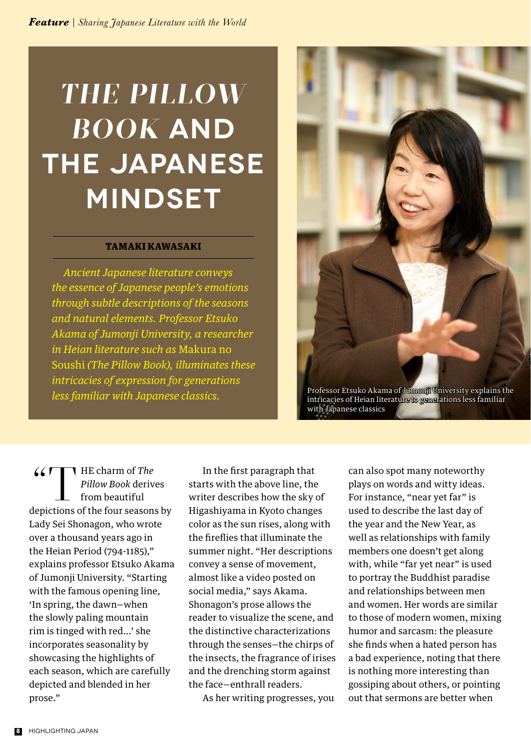# *THE PILLOW BOOK* AND THE JAPANESE MINDSET

**TAMAKI KAWASAKI**

*Ancient Japanese literature conveys the essence of Japanese people's emotions through subtle descriptions of the seasons and natural elements. Professor Etsuko Akama of Jumonji University, a researcher in Heian literature such as* Makura no Soushi *(The Pillow Book), illuminates these intricacies of expression for generations less familiar with Japanese classics.*

Professor Etsuko Akama of Jumonji University explains the intricacies of Heian literature to generations less familiar with Japanese classics

"THE charm of *The Pillow Book* derives from beautiful depictions of the four seasons by Lady Sei Shonagon, who wrote over a thousand years ago in the Heian Period (794-1185)," explains professor Etsuko Akama of Jumonji University. "Starting with the famous opening line, 'In spring, the dawn—when the slowly paling mountain rim is tinged with red...' she incorporates seasonality by showcasing the highlights of each season, which are carefully depicted and blended in her prose."

In the first paragraph that starts with the above line, the writer describes how the sky of Higashiyama in Kyoto changes color as the sun rises, along with the fireflies that illuminate the summer night. "Her descriptions convey a sense of movement, almost like a video posted on social media," says Akama. Shonagon's prose allows the reader to visualize the scene, and the distinctive characterizations through the senses—the chirps of the insects, the fragrance of irises and the drenching storm against the face—enthrall readers.

As her writing progresses, you can also spot many noteworthy plays on words and witty ideas. For instance, "near yet far" is used to describe the last day of the year and the New Year, as well as relationships with family members one doesn't get along with, while "far yet near" is used to portray the Buddhist paradise and relationships between men and women. Her words are similar to those of modern women, mixing humor and sarcasm: the pleasure she finds when a hated person has a bad experience, noting that there is nothing more interesting than gossiping about others, or pointing out that sermons are better when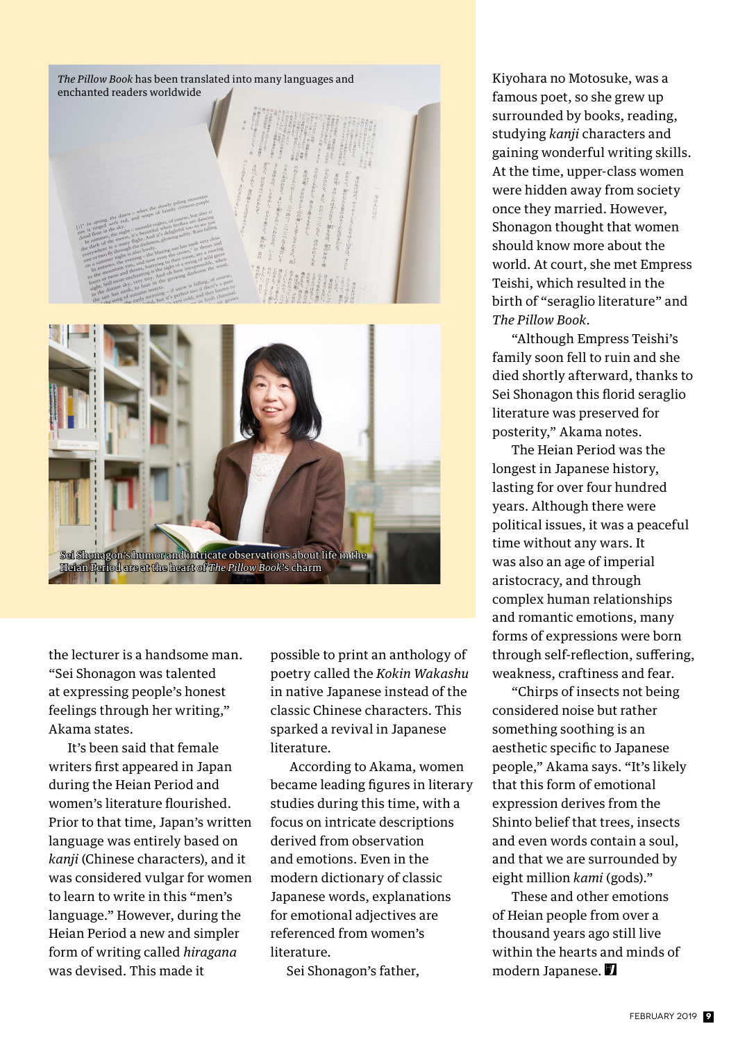*The Pillow Book* has been translated into many languages and enchanted readers worldwide

Sei Shonagon's humor and intricate observations about life in the Heian Period are at the heart of *The Pillow Book*'s charm

the lecturer is a handsome man. "Sei Shonagon was talented at expressing people's honest feelings through her writing," Akama states.

It's been said that female writers first appeared in Japan during the Heian Period and women's literature flourished. Prior to that time, Japan's written language was entirely based on *kanji* (Chinese characters), and it was considered vulgar for women to learn to write in this "men's language." However, during the Heian Period a new and simpler form of writing called *hiragana* was devised. This made it possible to print an anthology of poetry called the *Kokin Wakashu* in native Japanese instead of the classic Chinese characters. This sparked a revival in Japanese literature.

According to Akama, women became leading figures in literary studies during this time, with a focus on intricate descriptions derived from observation and emotions. Even in the modern dictionary of classic Japanese words, explanations for emotional adjectives are referenced from women's literature.

Sei Shonagon's father, Kiyohara no Motosuke, was a famous poet, so she grew up surrounded by books, reading, studying *kanji* characters and gaining wonderful writing skills. At the time, upper-class women were hidden away from society once they married. However, Shonagon thought that women should know more about the world. At court, she met Empress Teishi, which resulted in the birth of "seraglio literature" and *The Pillow Book*.

"Although Empress Teishi's family soon fell to ruin and she died shortly afterward, thanks to Sei Shonagon this florid seraglio literature was preserved for posterity," Akama notes.

The Heian Period was the longest in Japanese history, lasting for over four hundred years. Although there were political issues, it was a peaceful time without any wars. It was also an age of imperial aristocracy, and through complex human relationships and romantic emotions, many forms of expressions were born through self-reflection, suffering, weakness, craftiness and fear.

"Chirps of insects not being considered noise but rather something soothing is an aesthetic specific to Japanese people," Akama says. "It's likely that this form of emotional expression derives from the Shinto belief that trees, insects and even words contain a soul, and that we are surrounded by eight million *kami* (gods)."

These and other emotions of Heian people from over a thousand years ago still live within the hearts and minds of modern Japanese.